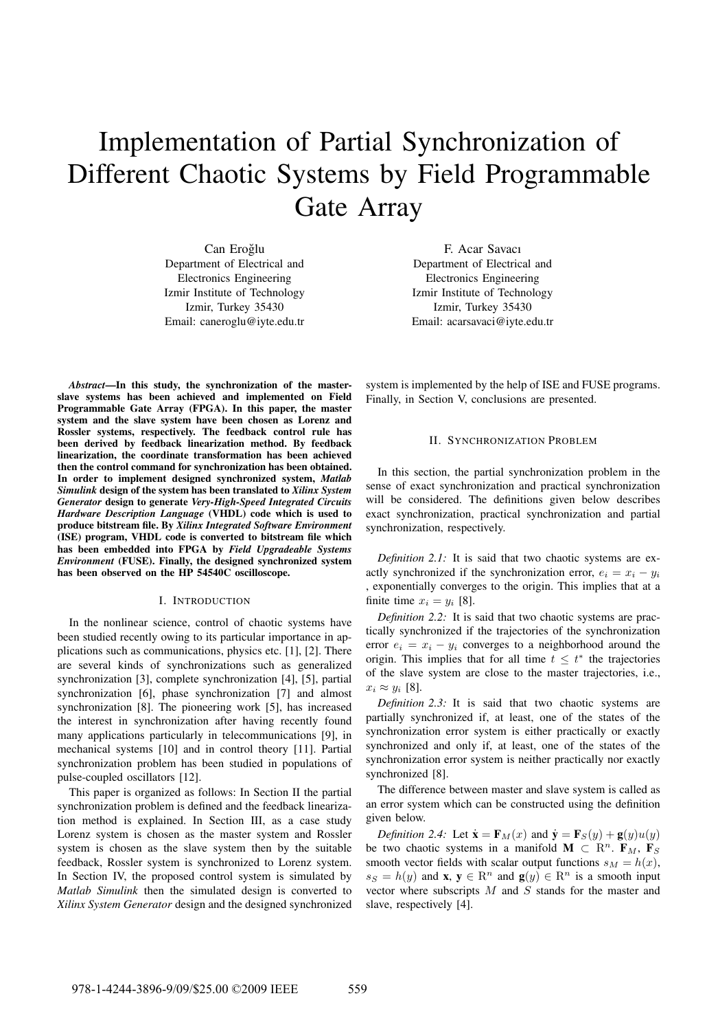# Implementation of Partial Synchronization of Different Chaotic Systems by Field Programmable Gate Array

Can Eroğlu
Department of Electrical and Electronics Engineering
Izmir Institute of Technology
Izmir, Turkey 35430
Email: caneroglu@iyte.edu.tr

F. Acar Savacı
Department of Electrical and Electronics Engineering
Izmir Institute of Technology
Izmir, Turkey 35430
Email: acarsavaci@iyte.edu.tr

***Abstract*—In this study, the synchronization of the master-slave systems has been achieved and implemented on Field Programmable Gate Array (FPGA). In this paper, the master system and the slave system have been chosen as Lorenz and Rossler systems, respectively. The feedback control rule has been derived by feedback linearization method. By feedback linearization, the coordinate transformation has been achieved then the control command for synchronization has been obtained. In order to implement designed synchronized system, *Matlab Simulink* design of the system has been translated to *Xilinx System Generator* design to generate *Very-High-Speed Integrated Circuits Hardware Description Language* (VHDL) code which is used to produce bitstream file. By *Xilinx Integrated Software Environment* (ISE) program, VHDL code is converted to bitstream file which has been embedded into FPGA by *Field Upgradeable Systems Environment* (FUSE). Finally, the designed synchronized system has been observed on the HP 54540C oscilloscope.**

## I. Introduction

In the nonlinear science, control of chaotic systems have been studied recently owing to its particular importance in applications such as communications, physics etc. [1], [2]. There are several kinds of synchronizations such as generalized synchronization [3], complete synchronization [4], [5], partial synchronization [6], phase synchronization [7] and almost synchronization [8]. The pioneering work [5], has increased the interest in synchronization after having recently found many applications particularly in telecommunications [9], in mechanical systems [10] and in control theory [11]. Partial synchronization problem has been studied in populations of pulse-coupled oscillators [12].

This paper is organized as follows: In Section II the partial synchronization problem is defined and the feedback linearization method is explained. In Section III, as a case study Lorenz system is chosen as the master system and Rossler system is chosen as the slave system then by the suitable feedback, Rossler system is synchronized to Lorenz system. In Section IV, the proposed control system is simulated by *Matlab Simulink* then the simulated design is converted to *Xilinx System Generator* design and the designed synchronized system is implemented by the help of ISE and FUSE programs. Finally, in Section V, conclusions are presented.

## II. Synchronization Problem

In this section, the partial synchronization problem in the sense of exact synchronization and practical synchronization will be considered. The definitions given below describes exact synchronization, practical synchronization and partial synchronization, respectively.

*Definition 2.1:* It is said that two chaotic systems are exactly synchronized if the synchronization error, $e_i = x_i - y_i$ , exponentially converges to the origin. This implies that at a finite time $x_i = y_i$ [8].

*Definition 2.2:* It is said that two chaotic systems are practically synchronized if the trajectories of the synchronization error $e_i = x_i - y_i$ converges to a neighborhood around the origin. This implies that for all time $t \leq t^*$ the trajectories of the slave system are close to the master trajectories, i.e., $x_i \approx y_i$ [8].

*Definition 2.3:* It is said that two chaotic systems are partially synchronized if, at least, one of the states of the synchronization error system is either practically or exactly synchronized and only if, at least, one of the states of the synchronization error system is neither practically nor exactly synchronized [8].

The difference between master and slave system is called as an error system which can be constructed using the definition given below.

*Definition 2.4:* Let $\dot{\mathbf{x}} = \mathbf{F}_M(x)$ and $\dot{\mathbf{y}} = \mathbf{F}_S(y) + \mathbf{g}(y)u(y)$ be two chaotic systems in a manifold $\mathbf{M} \subset \mathrm{R}^n$. $\mathbf{F}_M$, $\mathbf{F}_S$ smooth vector fields with scalar output functions $s_M = h(x)$, $s_S = h(y)$ and $\mathbf{x}$, $\mathbf{y} \in \mathrm{R}^n$ and $\mathbf{g}(y) \in \mathrm{R}^n$ is a smooth input vector where subscripts $M$ and $S$ stands for the master and slave, respectively [4].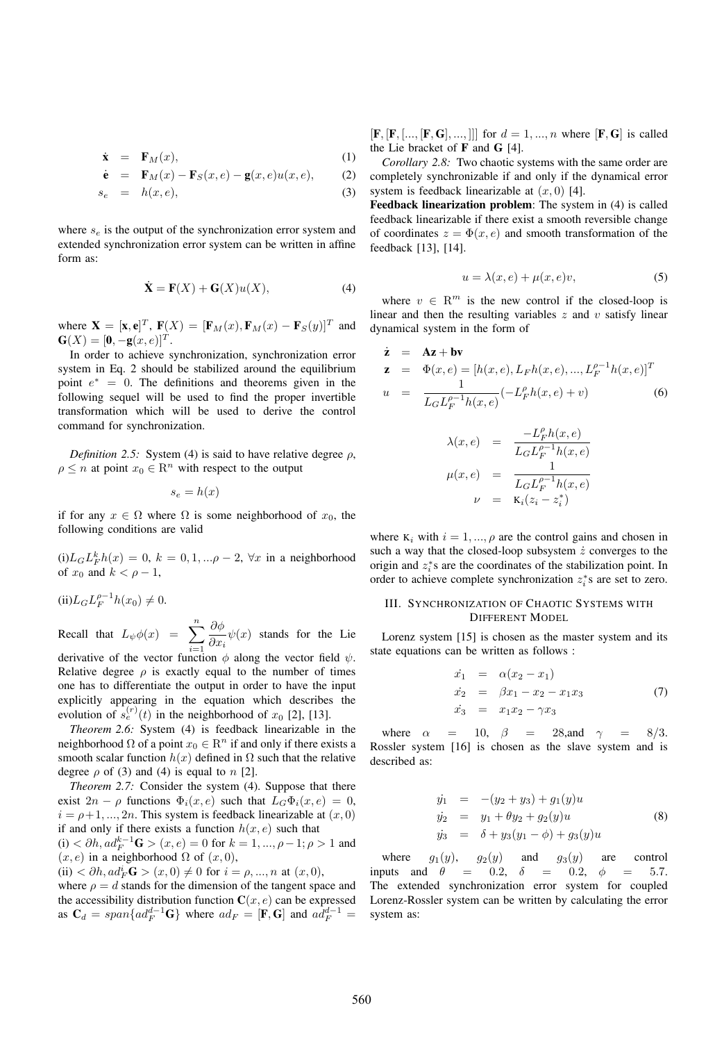$$
\begin{aligned}
\dot{\mathbf{x}} &= \mathbf{F}_M(x), & (1)\\
\dot{\mathbf{e}} &= \mathbf{F}_M(x) - \mathbf{F}_S(x,e) - \mathbf{g}(x,e)u(x,e), & (2)\\
s_e &= h(x,e), & (3)
\end{aligned}
$$

where $s_e$ is the output of the synchronization error system and extended synchronization error system can be written in affine form as:

$$
\dot{\mathbf{X}} = \mathbf{F}(X) + \mathbf{G}(X)u(X), \tag{4}
$$

where $\mathbf{X} = [\mathbf{x}, \mathbf{e}]^T$, $\mathbf{F}(X) = [\mathbf{F}_M(x), \mathbf{F}_M(x) - \mathbf{F}_S(y)]^T$ and $\mathbf{G}(X) = [\mathbf{0}, -\mathbf{g}(x,e)]^T$.

In order to achieve synchronization, synchronization error system in Eq. 2 should be stabilized around the equilibrium point $e^* = 0$. The definitions and theorems given in the following sequel will be used to find the proper invertible transformation which will be used to derive the control command for synchronization.

*Definition 2.5:* System (4) is said to have relative degree $\rho$, $\rho \leq n$ at point $x_0 \in \mathrm{R}^n$ with respect to the output

$$
s_e = h(x)
$$

if for any $x \in \Omega$ where $\Omega$ is some neighborhood of $x_0$, the following conditions are valid

(i)$L_G L_F^k h(x) = 0$, $k = 0, 1, ...\rho - 2$, $\forall x$ in a neighborhood of $x_0$ and $k < \rho - 1$,

(ii)$L_G L_F^{\rho-1} h(x_0) \neq 0$.

Recall that $L_\psi \phi(x) = \sum_{i=1}^{n} \frac{\partial \phi}{\partial x_i} \psi(x)$ stands for the Lie derivative of the vector function $\phi$ along the vector field $\psi$. Relative degree $\rho$ is exactly equal to the number of times one has to differentiate the output in order to have the input explicitly appearing in the equation which describes the evolution of $s_e^{(r)}(t)$ in the neighborhood of $x_0$ [2], [13].

*Theorem 2.6:* System (4) is feedback linearizable in the neighborhood $\Omega$ of a point $x_0 \in \mathrm{R}^n$ if and only if there exists a smooth scalar function $h(x)$ defined in $\Omega$ such that the relative degree $\rho$ of (3) and (4) is equal to $n$ [2].

*Theorem 2.7:* Consider the system (4). Suppose that there exist $2n - \rho$ functions $\Phi_i(x,e)$ such that $L_G \Phi_i(x,e) = 0$, $i = \rho + 1, ..., 2n$. This system is feedback linearizable at $(x, 0)$ if and only if there exists a function $h(x,e)$ such that

(i) $< \partial h, ad_F^{k-1}\mathbf{G} > (x,e) = 0$ for $k = 1, ..., \rho - 1; \rho > 1$ and $(x,e)$ in a neighborhood $\Omega$ of $(x,0)$,

(ii) $< \partial h, ad_F^{i}\mathbf{G} > (x,0) \neq 0$ for $i = \rho, ..., n$ at $(x,0)$,

where $\rho = d$ stands for the dimension of the tangent space and the accessibility distribution function $\mathbf{C}(x,e)$ can be expressed as $\mathbf{C}_d = span\{ad_F^{d-1}\mathbf{G}\}$ where $ad_F = [\mathbf{F}, \mathbf{G}]$ and $ad_F^{d-1} = [\mathbf{F}, [\mathbf{F}, [..., [\mathbf{F}, \mathbf{G}], ..., ]]]$ for $d = 1, ..., n$ where $[\mathbf{F}, \mathbf{G}]$ is called the Lie bracket of $\mathbf{F}$ and $\mathbf{G}$ [4].

*Corollary 2.8:* Two chaotic systems with the same order are completely synchronizable if and only if the dynamical error system is feedback linearizable at $(x, 0)$ [4].

**Feedback linearization problem**: The system in (4) is called feedback linearizable if there exist a smooth reversible change of coordinates $z = \Phi(x,e)$ and smooth transformation of the feedback [13], [14].

$$
u = \lambda(x,e) + \mu(x,e)v, \tag{5}
$$

where $v \in \mathrm{R}^m$ is the new control if the closed-loop is linear and then the resulting variables $z$ and $v$ satisfy linear dynamical system in the form of

$$
\begin{aligned}
\dot{\mathbf{z}} &= \mathbf{A}\mathbf{z} + \mathbf{b}\mathbf{v}\\
\mathbf{z} &= \Phi(x,e) = [h(x,e), L_F h(x,e), ..., L_F^{\rho-1}h(x,e)]^T\\
u &= \frac{1}{L_G L_F^{\rho-1}h(x,e)}(-L_F^{\rho}h(x,e) + v) & (6)
\end{aligned}
$$

$$
\begin{aligned}
\lambda(x,e) &= \frac{-L_F^{\rho}h(x,e)}{L_G L_F^{\rho-1}h(x,e)}\\
\mu(x,e) &= \frac{1}{L_G L_F^{\rho-1}h(x,e)}\\
\nu &= \kappa_i(z_i - z_i^*)
\end{aligned}
$$

where $\kappa_i$ with $i = 1, ..., \rho$ are the control gains and chosen in such a way that the closed-loop subsystem $\dot{z}$ converges to the origin and $z_i^*$s are the coordinates of the stabilization point. In order to achieve complete synchronization $z_i^*$s are set to zero.

## III. Synchronization of Chaotic Systems with Different Model

Lorenz system [15] is chosen as the master system and its state equations can be written as follows :

$$
\begin{aligned}
\dot{x_1} &= \alpha(x_2 - x_1)\\
\dot{x_2} &= \beta x_1 - x_2 - x_1 x_3 & (7)\\
\dot{x_3} &= x_1 x_2 - \gamma x_3
\end{aligned}
$$

where $\alpha = 10$, $\beta = 28$,and $\gamma = 8/3$. Rossler system [16] is chosen as the slave system and is described as:

$$
\begin{aligned}
\dot{y_1} &= -(y_2 + y_3) + g_1(y)u\\
\dot{y_2} &= y_1 + \theta y_2 + g_2(y)u & (8)\\
\dot{y_3} &= \delta + y_3(y_1 - \phi) + g_3(y)u
\end{aligned}
$$

where $g_1(y)$, $g_2(y)$ and $g_3(y)$ are control inputs and $\theta = 0.2$, $\delta = 0.2$, $\phi = 5.7$. The extended synchronization error system for coupled Lorenz-Rossler system can be written by calculating the error system as: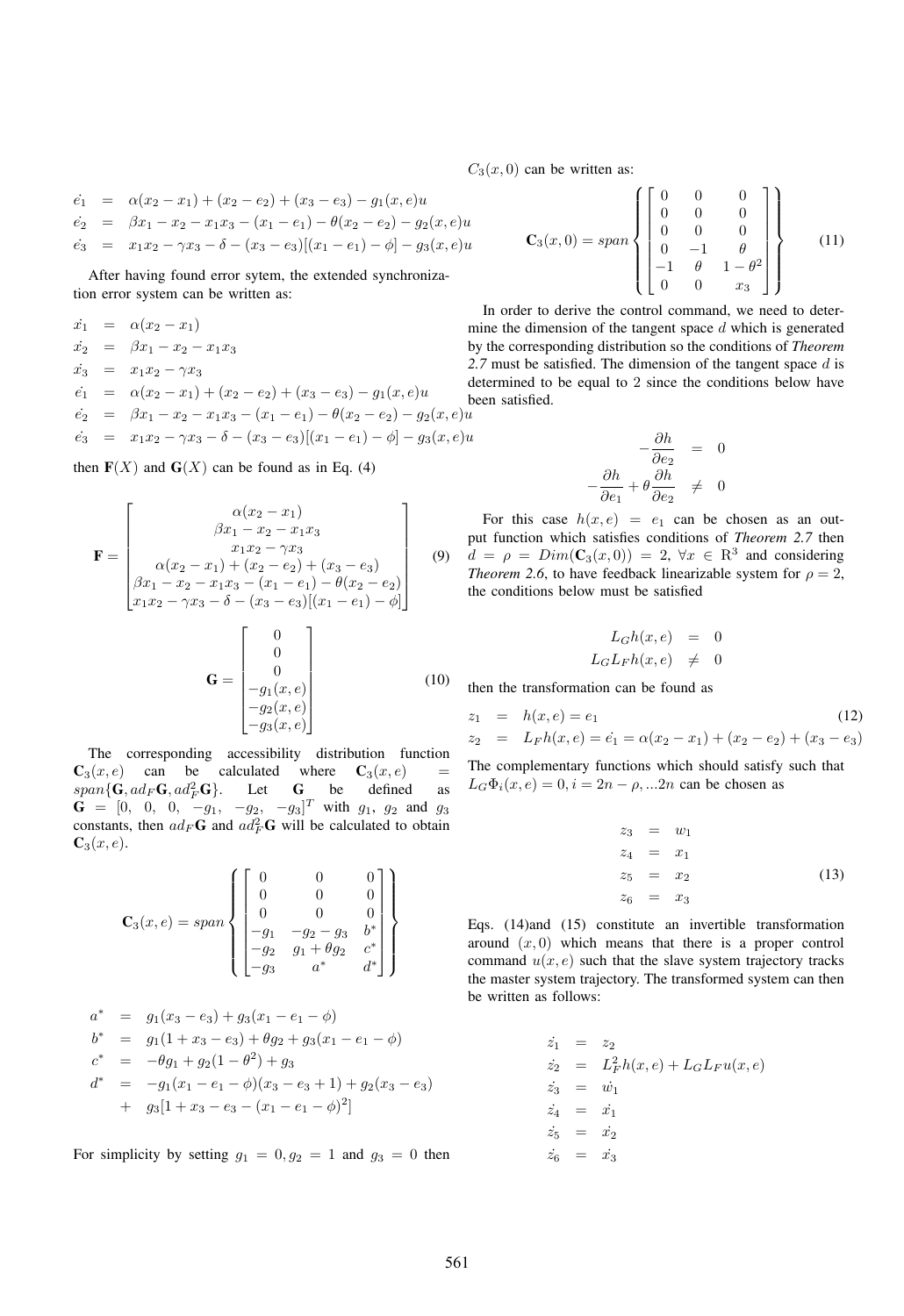$$
\begin{aligned}
\dot{e_1} &= \alpha(x_2 - x_1) + (x_2 - e_2) + (x_3 - e_3) - g_1(x,e)u \\
\dot{e_2} &= \beta x_1 - x_2 - x_1 x_3 - (x_1 - e_1) - \theta(x_2 - e_2) - g_2(x,e)u \\
\dot{e_3} &= x_1 x_2 - \gamma x_3 - \delta - (x_3 - e_3)[(x_1 - e_1) - \phi] - g_3(x,e)u
\end{aligned}
$$

After having found error sytem, the extended synchronization error system can be written as:

$$
\begin{aligned}
\dot{x_1} &= \alpha(x_2 - x_1) \\
\dot{x_2} &= \beta x_1 - x_2 - x_1 x_3 \\
\dot{x_3} &= x_1 x_2 - \gamma x_3 \\
\dot{e_1} &= \alpha(x_2 - x_1) + (x_2 - e_2) + (x_3 - e_3) - g_1(x,e)u \\
\dot{e_2} &= \beta x_1 - x_2 - x_1 x_3 - (x_1 - e_1) - \theta(x_2 - e_2) - g_2(x,e)u \\
\dot{e_3} &= x_1 x_2 - \gamma x_3 - \delta - (x_3 - e_3)[(x_1 - e_1) - \phi] - g_3(x,e)u
\end{aligned}
$$

then $\mathbf{F}(X)$ and $\mathbf{G}(X)$ can be found as in Eq. (4)

$$
\mathbf{F} = \begin{bmatrix} \alpha(x_2 - x_1) \\ \beta x_1 - x_2 - x_1 x_3 \\ x_1 x_2 - \gamma x_3 \\ \alpha(x_2 - x_1) + (x_2 - e_2) + (x_3 - e_3) \\ \beta x_1 - x_2 - x_1 x_3 - (x_1 - e_1) - \theta(x_2 - e_2) \\ x_1 x_2 - \gamma x_3 - \delta - (x_3 - e_3)[(x_1 - e_1) - \phi] \end{bmatrix} \tag{9}
$$

$$
\mathbf{G} = \begin{bmatrix} 0 \\ 0 \\ 0 \\ -g_1(x,e) \\ -g_2(x,e) \\ -g_3(x,e) \end{bmatrix} \tag{10}
$$

The corresponding accessibility distribution function $\mathbf{C}_3(x,e)$ can be calculated where $\mathbf{C}_3(x,e) = span\{\mathbf{G}, ad_F\mathbf{G}, ad_F^2\mathbf{G}\}$. Let $\mathbf{G}$ be defined as $\mathbf{G} = [0,\ 0,\ 0,\ -g_1,\ -g_2,\ -g_3]^T$ with $g_1$, $g_2$ and $g_3$ constants, then $ad_F\mathbf{G}$ and $ad_F^2\mathbf{G}$ will be calculated to obtain $\mathbf{C}_3(x,e)$.

$$
\mathbf{C}_3(x,e) = span\left\{ \begin{bmatrix} 0 & 0 & 0 \\ 0 & 0 & 0 \\ 0 & 0 & 0 \\ -g_1 & -g_2 - g_3 & b^* \\ -g_2 & g_1 + \theta g_2 & c^* \\ -g_3 & a^* & d^* \end{bmatrix} \right\}
$$

$$
\begin{aligned}
a^* &= g_1(x_3 - e_3) + g_3(x_1 - e_1 - \phi) \\
b^* &= g_1(1 + x_3 - e_3) + \theta g_2 + g_3(x_1 - e_1 - \phi) \\
c^* &= -\theta g_1 + g_2(1 - \theta^2) + g_3 \\
d^* &= -g_1(x_1 - e_1 - \phi)(x_3 - e_3 + 1) + g_2(x_3 - e_3) \\
&+ \ g_3[1 + x_3 - e_3 - (x_1 - e_1 - \phi)^2]
\end{aligned}
$$

For simplicity by setting $g_1 = 0, g_2 = 1$ and $g_3 = 0$ then $C_3(x,0)$ can be written as:

$$
\mathbf{C}_3(x,0) = span\left\{ \begin{bmatrix} 0 & 0 & 0 \\ 0 & 0 & 0 \\ 0 & 0 & 0 \\ 0 & -1 & \theta \\ -1 & \theta & 1 - \theta^2 \\ 0 & 0 & x_3 \end{bmatrix} \right\} \tag{11}
$$

In order to derive the control command, we need to determine the dimension of the tangent space $d$ which is generated by the corresponding distribution so the conditions of *Theorem 2.7* must be satisfied. The dimension of the tangent space $d$ is determined to be equal to 2 since the conditions below have been satisfied.

$$
\begin{aligned}
-\frac{\partial h}{\partial e_2} &= 0 \\
-\frac{\partial h}{\partial e_1} + \theta\frac{\partial h}{\partial e_2} &\neq 0
\end{aligned}
$$

For this case $h(x,e) = e_1$ can be chosen as an output function which satisfies conditions of *Theorem 2.7* then $d = \rho = Dim(\mathbf{C}_3(x,0)) = 2$, $\forall x \in \mathrm{R}^3$ and considering *Theorem 2.6*, to have feedback linearizable system for $\rho = 2$, the conditions below must be satisfied

$$
\begin{aligned}
L_G h(x,e) &= 0 \\
L_G L_F h(x,e) &\neq 0
\end{aligned}
$$

then the transformation can be found as

$$
\begin{aligned}
z_1 &= h(x,e) = e_1 \\
z_2 &= L_F h(x,e) = \dot{e_1} = \alpha(x_2 - x_1) + (x_2 - e_2) + (x_3 - e_3)
\end{aligned} \tag{12}
$$

The complementary functions which should satisfy such that $L_G \Phi_i(x,e) = 0, i = 2n - \rho, ...2n$ can be chosen as

$$
\begin{aligned}
z_3 &= w_1 \\
z_4 &= x_1 \\
z_5 &= x_2 \\
z_6 &= x_3
\end{aligned} \tag{13}
$$

Eqs. (14)and (15) constitute an invertible transformation around $(x,0)$ which means that there is a proper control command $u(x,e)$ such that the slave system trajectory tracks the master system trajectory. The transformed system can then be written as follows:

$$
\begin{aligned}
\dot{z_1} &= z_2 \\
\dot{z_2} &= L_F^2 h(x,e) + L_G L_F u(x,e) \\
\dot{z_3} &= \dot{w_1} \\
\dot{z_4} &= \dot{x_1} \\
\dot{z_5} &= \dot{x_2} \\
\dot{z_6} &= \dot{x_3}
\end{aligned}
$$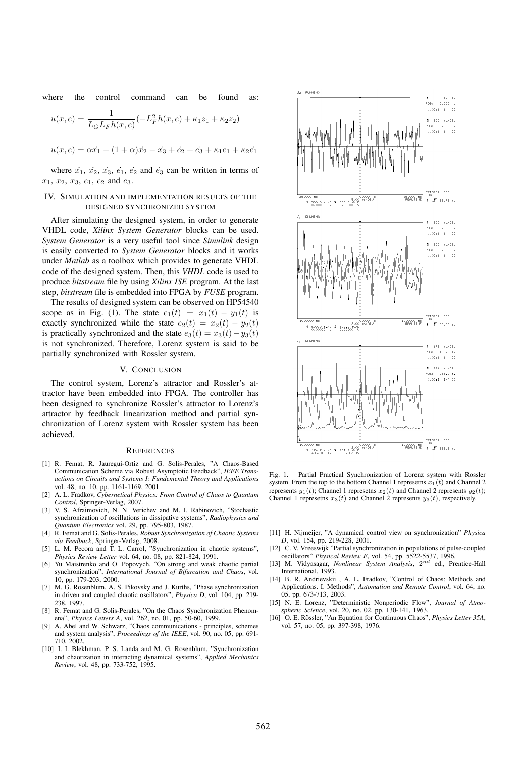where the control command can be found as:

$$u(x,e) = \frac{1}{L_G L_F h(x,e)}(-L_F^2 h(x,e) + \kappa_1 z_1 + \kappa_2 z_2)$$

$$u(x,e) = \alpha \dot{x_1} - (1+\alpha)\dot{x_2} - \dot{x_3} + \dot{e_2} + \dot{e_3} + \kappa_1 e_1 + \kappa_2 \dot{e_1}$$

where $\dot{x_1}$, $\dot{x_2}$, $\dot{x_3}$, $\dot{e_1}$, $\dot{e_2}$ and $\dot{e_3}$ can be written in terms of $x_1$, $x_2$, $x_3$, $e_1$, $e_2$ and $e_3$.

## IV. Simulation and implementation results of the designed synchronized system

After simulating the designed system, in order to generate VHDL code, *Xilinx System Generator* blocks can be used. *System Generator* is a very useful tool since *Simulink* design is easily converted to *System Generator* blocks and it works under *Matlab* as a toolbox which provides to generate VHDL code of the designed system. Then, this *VHDL* code is used to produce *bitstream* file by using *Xilinx ISE* program. At the last step, *bitstream* file is embedded into FPGA by *FUSE* program.

The results of designed system can be observed on HP54540 scope as in Fig. (1). The state $e_1(t) = x_1(t) - y_1(t)$ is exactly synchronized while the state $e_2(t) = x_2(t) - y_2(t)$ is practically synchronized and the state $e_3(t) = x_3(t) - y_3(t)$ is not synchronized. Therefore, Lorenz system is said to be partially synchronized with Rossler system.

## V. Conclusion

The control system, Lorenz's attractor and Rossler's attractor have been embedded into FPGA. The controller has been designed to synchronize Rossler's attractor to Lorenz's attractor by feedback linearization method and partial synchronization of Lorenz system with Rossler system has been achieved.

Fig. 1. Partial Practical Synchronization of Lorenz system with Rossler system. From the top to the bottom Channel 1 represetns $x_1(t)$ and Channel 2 represents $y_1(t)$; Channel 1 represetns $x_2(t)$ and Channel 2 represents $y_2(t)$; Channel 1 represetns $x_3(t)$ and Channel 2 represents $y_3(t)$, respectively.

## References

[1] R. Femat, R. Jauregui-Ortiz and G. Solis-Perales, "A Chaos-Based Communication Scheme via Robust Asymptotic Feedback", *IEEE Transactions on Circuits and Systems I: Fundemental Theory and Applications* vol. 48, no. 10, pp. 1161-1169, 2001.

[2] A. L. Fradkov, *Cybernetical Physics: From Control of Chaos to Quantum Control*, Springer-Verlag, 2007.

[3] V. S. Afraimovich, N. N. Verichev and M. I. Rabinovich, "Stochastic synchronization of oscillations in dissipative systems", *Radiophysics and Quantum Electronics* vol. 29, pp. 795-803, 1987.

[4] R. Femat and G. Solis-Perales, *Robust Synchronization of Chaotic Systems via Feedback*, Springer-Verlag, 2008.

[5] L. M. Pecora and T. L. Carrol, "Synchronization in chaotic systems", *Physics Review Letter* vol. 64, no. 08, pp. 821-824, 1991.

[6] Yu Maistrenko and O. Popovych, "On strong and weak chaotic partial synchronization", *International Journal of Bifurcation and Chaos*, vol. 10, pp. 179-203, 2000.

[7] M. G. Rosenblum, A. S. Pikovsky and J. Kurths, "Phase synchronization in driven and coupled chaotic oscillators", *Physica D*, vol. 104, pp. 219-238, 1997.

[8] R. Femat and G. Solis-Perales, "On the Chaos Synchronization Phenomena", *Physics Letters A*, vol. 262, no. 01, pp. 50-60, 1999.

[9] A. Abel and W. Schwarz, "Chaos communications - principles, schemes and system analysis", *Proceedings of the IEEE*, vol. 90, no. 05, pp. 691-710, 2002.

[10] I. I. Blekhman, P. S. Landa and M. G. Rosenblum, "Synchronization and chaotization in interacting dynamical systems", *Applied Mechanics Review*, vol. 48, pp. 733-752, 1995.

[11] H. Nijmeijer, "A dynamical control view on synchronization" *Physica D*, vol. 154, pp. 219-228, 2001.

[12] C. V. Vreeswijk "Partial synchronization in populations of pulse-coupled oscillators" *Physical Review E*, vol. 54, pp. 5522-5537, 1996.

[13] M. Vidyasagar, *Nonlinear System Analysis*, $2^{nd}$ ed., Prentice-Hall International, 1993.

[14] B. R. Andrievskii , A. L. Fradkov, "Control of Chaos: Methods and Applications. I. Methods", *Automation and Remote Control*, vol. 64, no. 05, pp. 673-713, 2003.

[15] N. E. Lorenz, "Deterministic Nonperiodic Flow", *Journal of Atmospheric Science*, vol. 20, no. 02, pp. 130-141, 1963.

[16] O. E. Rössler, "An Equation for Continuous Chaos", *Physics Letter 35A*, vol. 57, no. 05, pp. 397-398, 1976.